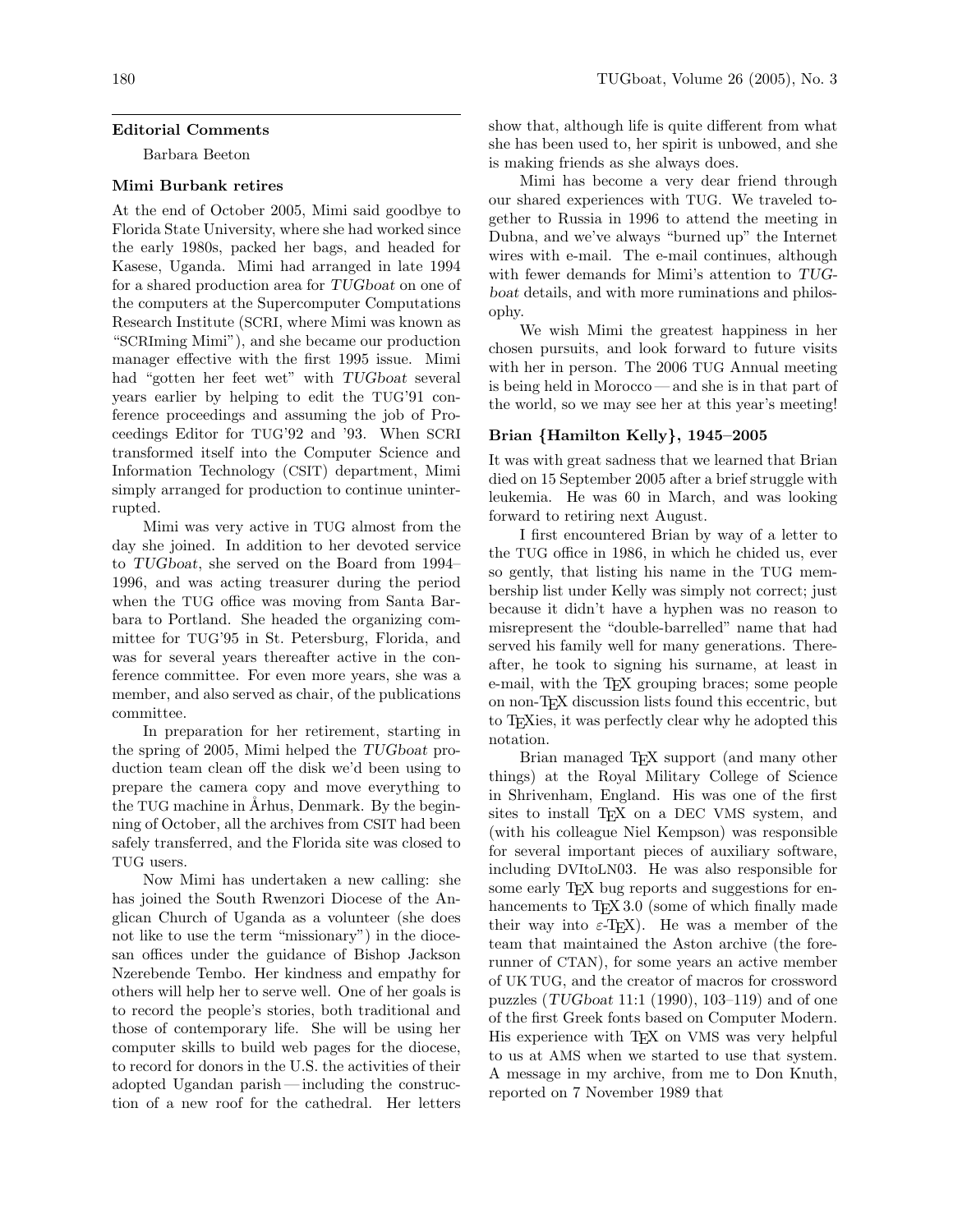## Editorial Comments

Barbara Beeton

### Mimi Burbank retires

At the end of October 2005, Mimi said goodbye to Florida State University, where she had worked since the early 1980s, packed her bags, and headed for Kasese, Uganda. Mimi had arranged in late 1994 for a shared production area for *TUGboat* on one of the computers at the Supercomputer Computations Research Institute (SCRI, where Mimi was known as "SCRIming Mimi"), and she became our production manager effective with the first 1995 issue. Mimi had "gotten her feet wet" with *TUGboat* several years earlier by helping to edit the TUG'91 conference proceedings and assuming the job of Proceedings Editor for TUG'92 and '93. When SCRI transformed itself into the Computer Science and Information Technology (CSIT) department, Mimi simply arranged for production to continue uninterrupted.

Mimi was very active in TUG almost from the day she joined. In addition to her devoted service to *TUGboat*, she served on the Board from 1994–1996, and was acting treasurer during the period when the TUG office was moving from Santa Barbara to Portland. She headed the organizing committee for TUG'95 in St. Petersburg, Florida, and was for several years thereafter active in the conference committee. For even more years, she was a member, and also served as chair, of the publications committee.

In preparation for her retirement, starting in the spring of 2005, Mimi helped the *TUGboat* production team clean off the disk we'd been using to prepare the camera copy and move everything to the TUG machine in Århus, Denmark. By the beginning of October, all the archives from CSIT had been safely transferred, and the Florida site was closed to TUG users.

Now Mimi has undertaken a new calling: she has joined the South Rwenzori Diocese of the Anglican Church of Uganda as a volunteer (she does not like to use the term "missionary") in the diocesan offices under the guidance of Bishop Jackson Nzerebende Tembo. Her kindness and empathy for others will help her to serve well. One of her goals is to record the people's stories, both traditional and those of contemporary life. She will be using her computer skills to build web pages for the diocese, to record for donors in the U.S. the activities of their adopted Ugandan parish — including the construction of a new roof for the cathedral. Her letters show that, although life is quite different from what she has been used to, her spirit is unbowed, and she is making friends as she always does.

Mimi has become a very dear friend through our shared experiences with TUG. We traveled together to Russia in 1996 to attend the meeting in Dubna, and we've always "burned up" the Internet wires with e-mail. The e-mail continues, although with fewer demands for Mimi's attention to *TUGboat* details, and with more ruminations and philosophy.

We wish Mimi the greatest happiness in her chosen pursuits, and look forward to future visits with her in person. The 2006 TUG Annual meeting is being held in Morocco — and she is in that part of the world, so we may see her at this year's meeting!

### Brian {Hamilton Kelly}, 1945–2005

It was with great sadness that we learned that Brian died on 15 September 2005 after a brief struggle with leukemia. He was 60 in March, and was looking forward to retiring next August.

I first encountered Brian by way of a letter to the TUG office in 1986, in which he chided us, ever so gently, that listing his name in the TUG membership list under Kelly was simply not correct; just because it didn't have a hyphen was no reason to misrepresent the "double-barrelled" name that had served his family well for many generations. Thereafter, he took to signing his surname, at least in e-mail, with the TeX grouping braces; some people on non-TeX discussion lists found this eccentric, but to TeXies, it was perfectly clear why he adopted this notation.

Brian managed TeX support (and many other things) at the Royal Military College of Science in Shrivenham, England. His was one of the first sites to install TeX on a DEC VMS system, and (with his colleague Niel Kempson) was responsible for several important pieces of auxiliary software, including DVItoLN03. He was also responsible for some early TeX bug reports and suggestions for enhancements to TeX 3.0 (some of which finally made their way into ε-TeX). He was a member of the team that maintained the Aston archive (the forerunner of CTAN), for some years an active member of UK TUG, and the creator of macros for crossword puzzles (*TUGboat* 11:1 (1990), 103–119) and of one of the first Greek fonts based on Computer Modern. His experience with TeX on VMS was very helpful to us at AMS when we started to use that system. A message in my archive, from me to Don Knuth, reported on 7 November 1989 that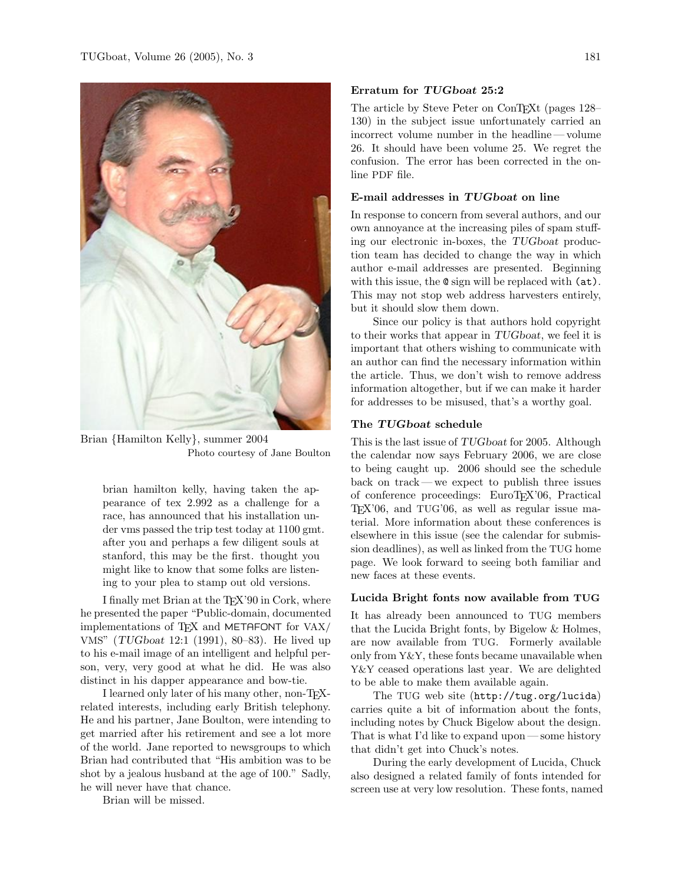Brian {Hamilton Kelly}, summer 2004
Photo courtesy of Jane Boulton

> brian hamilton kelly, having taken the appearance of tex 2.992 as a challenge for a race, has announced that his installation under vms passed the trip test today at 1100 gmt. after you and perhaps a few diligent souls at stanford, this may be the first. thought you might like to know that some folks are listening to your plea to stamp out old versions.

I finally met Brian at the TEX'90 in Cork, where he presented the paper "Public-domain, documented implementations of TEX and METAFONT for VAX/VMS" (*TUGboat* 12:1 (1991), 80–83). He lived up to his e-mail image of an intelligent and helpful person, very, very good at what he did. He was also distinct in his dapper appearance and bow-tie.

I learned only later of his many other, non-TEX-related interests, including early British telephony. He and his partner, Jane Boulton, were intending to get married after his retirement and see a lot more of the world. Jane reported to newsgroups to which Brian had contributed that "His ambition was to be shot by a jealous husband at the age of 100." Sadly, he will never have that chance.

Brian will be missed.

### Erratum for *TUGboat* 25:2

The article by Steve Peter on ConTEXt (pages 128–130) in the subject issue unfortunately carried an incorrect volume number in the headline — volume 26. It should have been volume 25. We regret the confusion. The error has been corrected in the on-line PDF file.

### E-mail addresses in *TUGboat* on line

In response to concern from several authors, and our own annoyance at the increasing piles of spam stuffing our electronic in-boxes, the *TUGboat* production team has decided to change the way in which author e-mail addresses are presented. Beginning with this issue, the `@` sign will be replaced with `(at)`. This may not stop web address harvesters entirely, but it should slow them down.

Since our policy is that authors hold copyright to their works that appear in *TUGboat*, we feel it is important that others wishing to communicate with an author can find the necessary information within the article. Thus, we don't wish to remove address information altogether, but if we can make it harder for addresses to be misused, that's a worthy goal.

### The *TUGboat* schedule

This is the last issue of *TUGboat* for 2005. Although the calendar now says February 2006, we are close to being caught up. 2006 should see the schedule back on track — we expect to publish three issues of conference proceedings: EuroTEX'06, Practical TEX'06, and TUG'06, as well as regular issue material. More information about these conferences is elsewhere in this issue (see the calendar for submission deadlines), as well as linked from the TUG home page. We look forward to seeing both familiar and new faces at these events.

### Lucida Bright fonts now available from TUG

It has already been announced to TUG members that the Lucida Bright fonts, by Bigelow & Holmes, are now available from TUG. Formerly available only from Y&Y, these fonts became unavailable when Y&Y ceased operations last year. We are delighted to be able to make them available again.

The TUG web site (`http://tug.org/lucida`) carries quite a bit of information about the fonts, including notes by Chuck Bigelow about the design. That is what I'd like to expand upon — some history that didn't get into Chuck's notes.

During the early development of Lucida, Chuck also designed a related family of fonts intended for screen use at very low resolution. These fonts, named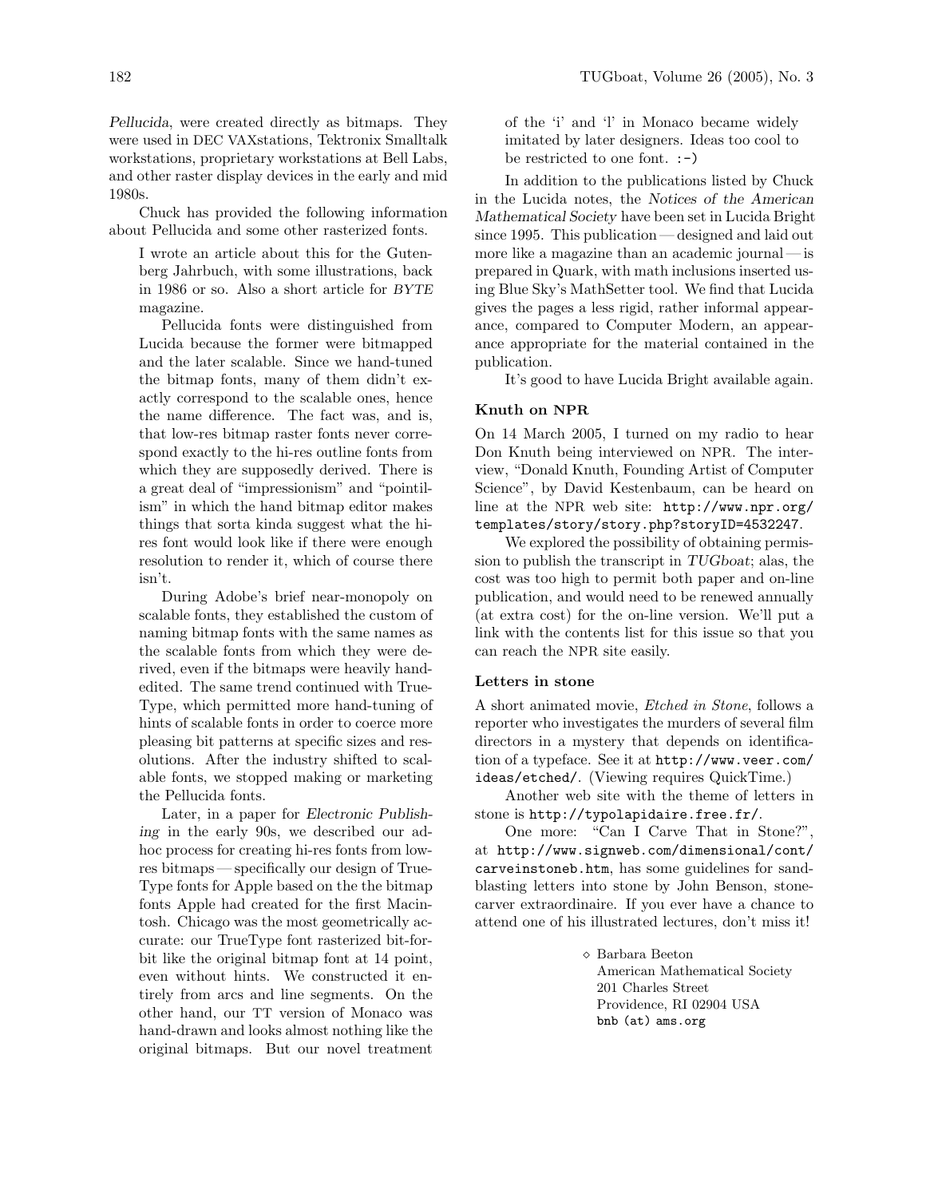*Pellucida*, were created directly as bitmaps. They were used in DEC VAXstations, Tektronix Smalltalk workstations, proprietary workstations at Bell Labs, and other raster display devices in the early and mid 1980s.

Chuck has provided the following information about Pellucida and some other rasterized fonts.

> I wrote an article about this for the Gutenberg Jahrbuch, with some illustrations, back in 1986 or so. Also a short article for *BYTE* magazine.
>
> Pellucida fonts were distinguished from Lucida because the former were bitmapped and the later scalable. Since we hand-tuned the bitmap fonts, many of them didn't exactly correspond to the scalable ones, hence the name difference. The fact was, and is, that low-res bitmap raster fonts never correspond exactly to the hi-res outline fonts from which they are supposedly derived. There is a great deal of "impressionism" and "pointillism" in which the hand bitmap editor makes things that sorta kinda suggest what the hi-res font would look like if there were enough resolution to render it, which of course there isn't.
>
> During Adobe's brief near-monopoly on scalable fonts, they established the custom of naming bitmap fonts with the same names as the scalable fonts from which they were derived, even if the bitmaps were heavily hand-edited. The same trend continued with TrueType, which permitted more hand-tuning of hints of scalable fonts in order to coerce more pleasing bit patterns at specific sizes and resolutions. After the industry shifted to scalable fonts, we stopped making or marketing the Pellucida fonts.
>
> Later, in a paper for *Electronic Publishing* in the early 90s, we described our adhoc process for creating hi-res fonts from low-res bitmaps — specifically our design of TrueType fonts for Apple based on the the bitmap fonts Apple had created for the first Macintosh. Chicago was the most geometrically accurate: our TrueType font rasterized bit-for-bit like the original bitmap font at 14 point, even without hints. We constructed it entirely from arcs and line segments. On the other hand, our TT version of Monaco was hand-drawn and looks almost nothing like the original bitmaps. But our novel treatment of the 'i' and 'l' in Monaco became widely imitated by later designers. Ideas too cool to be restricted to one font. `:-)`

In addition to the publications listed by Chuck in the Lucida notes, the *Notices of the American Mathematical Society* have been set in Lucida Bright since 1995. This publication — designed and laid out more like a magazine than an academic journal — is prepared in Quark, with math inclusions inserted using Blue Sky's MathSetter tool. We find that Lucida gives the pages a less rigid, rather informal appearance, compared to Computer Modern, an appearance appropriate for the material contained in the publication.

It's good to have Lucida Bright available again.

### Knuth on NPR

On 14 March 2005, I turned on my radio to hear Don Knuth being interviewed on NPR. The interview, "Donald Knuth, Founding Artist of Computer Science", by David Kestenbaum, can be heard on line at the NPR web site: `http://www.npr.org/templates/story/story.php?storyID=4532247`.

We explored the possibility of obtaining permission to publish the transcript in *TUGboat*; alas, the cost was too high to permit both paper and on-line publication, and would need to be renewed annually (at extra cost) for the on-line version. We'll put a link with the contents list for this issue so that you can reach the NPR site easily.

### Letters in stone

A short animated movie, *Etched in Stone*, follows a reporter who investigates the murders of several film directors in a mystery that depends on identification of a typeface. See it at `http://www.veer.com/ideas/etched/`. (Viewing requires QuickTime.)

Another web site with the theme of letters in stone is `http://typolapidaire.free.fr/`.

One more: "Can I Carve That in Stone?", at `http://www.signweb.com/dimensional/cont/carveinstoneb.htm`, has some guidelines for sandblasting letters into stone by John Benson, stonecarver extraordinaire. If you ever have a chance to attend one of his illustrated lectures, don't miss it!

◇ Barbara Beeton
American Mathematical Society
201 Charles Street
Providence, RI 02904 USA
`bnb (at) ams.org`